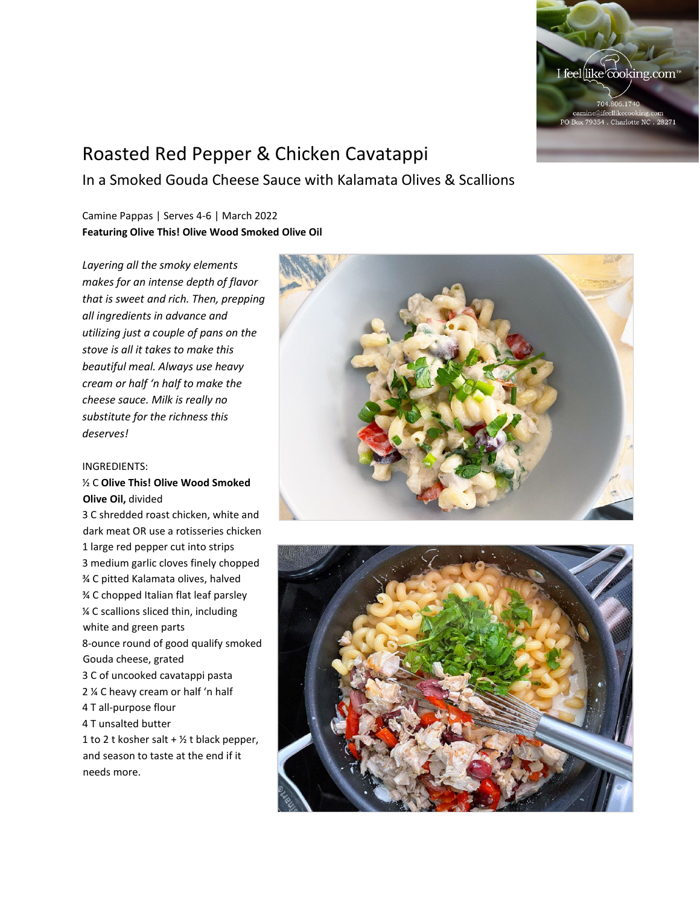# Roasted Red Pepper & Chicken Cavatappi

## In a Smoked Gouda Cheese Sauce with Kalamata Olives & Scallions

Camine Pappas | Serves 4-6 | March 2022

**Featuring Olive This! Olive Wood Smoked Olive Oil**

*Layering all the smoky elements makes for an intense depth of flavor that is sweet and rich. Then, prepping all ingredients in advance and utilizing just a couple of pans on the stove is all it takes to make this beautiful meal. Always use heavy cream or half 'n half to make the cheese sauce. Milk is really no substitute for the richness this deserves!*

INGREDIENTS:

½ C **Olive This! Olive Wood Smoked Olive Oil,** divided
3 C shredded roast chicken, white and dark meat OR use a rotisseries chicken
1 large red pepper cut into strips
3 medium garlic cloves finely chopped
¾ C pitted Kalamata olives, halved
¾ C chopped Italian flat leaf parsley
¼ C scallions sliced thin, including white and green parts
8-ounce round of good qualify smoked Gouda cheese, grated
3 C of uncooked cavatappi pasta
2 ¼ C heavy cream or half 'n half
4 T all-purpose flour
4 T unsalted butter
1 to 2 t kosher salt + ½ t black pepper, and season to taste at the end if it needs more.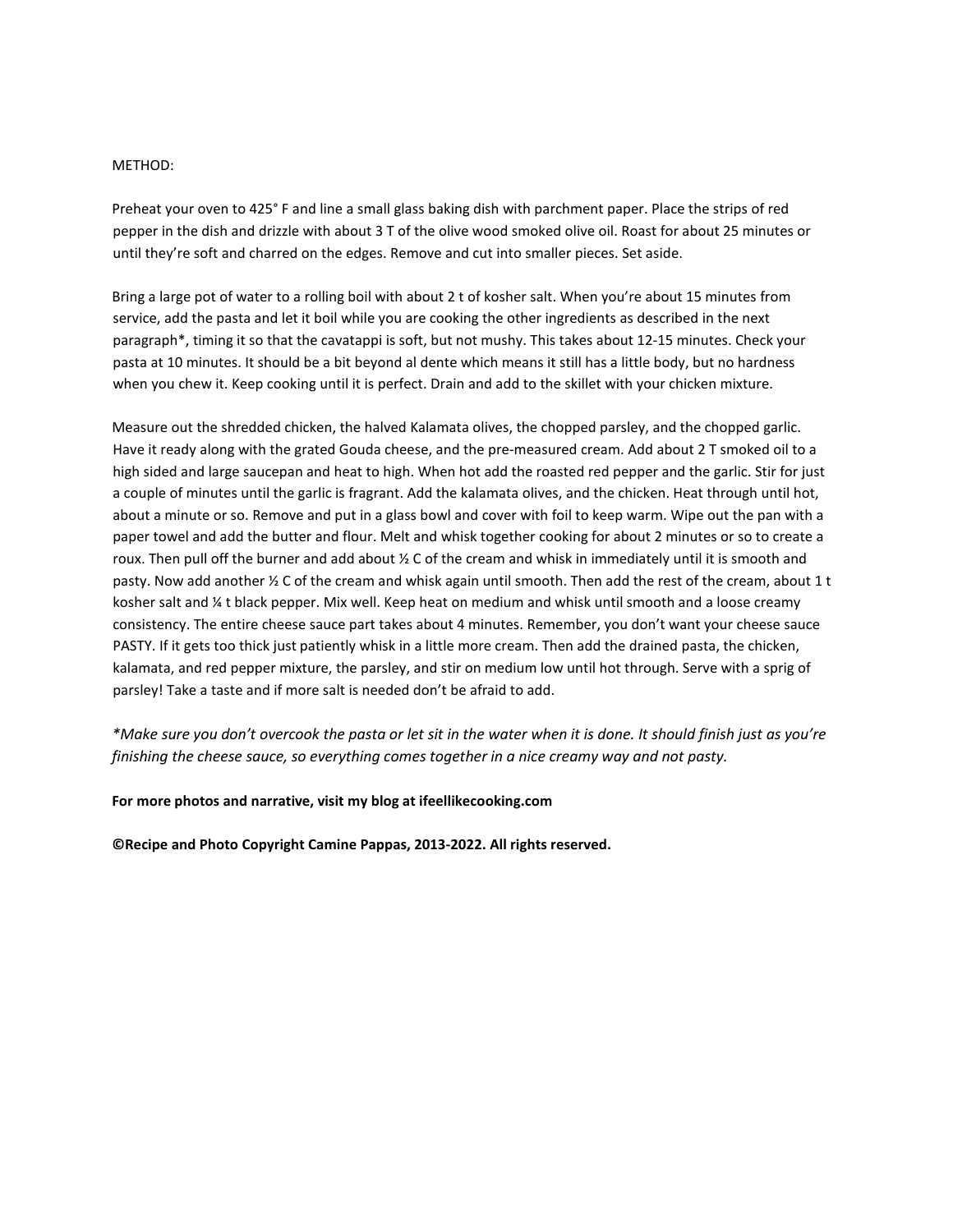METHOD:

Preheat your oven to 425° F and line a small glass baking dish with parchment paper. Place the strips of red pepper in the dish and drizzle with about 3 T of the olive wood smoked olive oil. Roast for about 25 minutes or until they're soft and charred on the edges. Remove and cut into smaller pieces. Set aside.

Bring a large pot of water to a rolling boil with about 2 t of kosher salt. When you're about 15 minutes from service, add the pasta and let it boil while you are cooking the other ingredients as described in the next paragraph*, timing it so that the cavatappi is soft, but not mushy. This takes about 12-15 minutes. Check your pasta at 10 minutes. It should be a bit beyond al dente which means it still has a little body, but no hardness when you chew it. Keep cooking until it is perfect. Drain and add to the skillet with your chicken mixture.

Measure out the shredded chicken, the halved Kalamata olives, the chopped parsley, and the chopped garlic. Have it ready along with the grated Gouda cheese, and the pre-measured cream. Add about 2 T smoked oil to a high sided and large saucepan and heat to high. When hot add the roasted red pepper and the garlic. Stir for just a couple of minutes until the garlic is fragrant. Add the kalamata olives, and the chicken. Heat through until hot, about a minute or so. Remove and put in a glass bowl and cover with foil to keep warm. Wipe out the pan with a paper towel and add the butter and flour. Melt and whisk together cooking for about 2 minutes or so to create a roux. Then pull off the burner and add about ½ C of the cream and whisk in immediately until it is smooth and pasty. Now add another ½ C of the cream and whisk again until smooth. Then add the rest of the cream, about 1 t kosher salt and ¼ t black pepper. Mix well. Keep heat on medium and whisk until smooth and a loose creamy consistency. The entire cheese sauce part takes about 4 minutes. Remember, you don't want your cheese sauce PASTY. If it gets too thick just patiently whisk in a little more cream. Then add the drained pasta, the chicken, kalamata, and red pepper mixture, the parsley, and stir on medium low until hot through. Serve with a sprig of parsley! Take a taste and if more salt is needed don't be afraid to add.

*\*Make sure you don't overcook the pasta or let sit in the water when it is done. It should finish just as you're finishing the cheese sauce, so everything comes together in a nice creamy way and not pasty.*

**For more photos and narrative, visit my blog at ifeellikecooking.com**

**©Recipe and Photo Copyright Camine Pappas, 2013-2022. All rights reserved.**